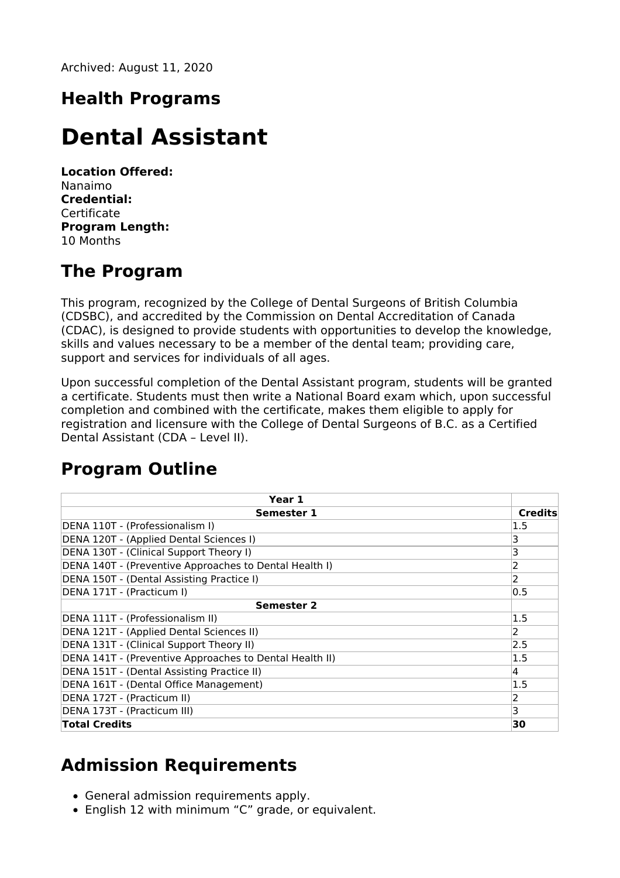Archived: August 11, 2020

## Health Programs

# Dental Assistant

**Location Offered:**
Nanaimo
**Credential:**
Certificate
**Program Length:**
10 Months

## The Program

This program, recognized by the College of Dental Surgeons of British Columbia (CDSBC), and accredited by the Commission on Dental Accreditation of Canada (CDAC), is designed to provide students with opportunities to develop the knowledge, skills and values necessary to be a member of the dental team; providing care, support and services for individuals of all ages.

Upon successful completion of the Dental Assistant program, students will be granted a certificate. Students must then write a National Board exam which, upon successful completion and combined with the certificate, makes them eligible to apply for registration and licensure with the College of Dental Surgeons of B.C. as a Certified Dental Assistant (CDA – Level II).

## Program Outline

| **Year 1** | |
|---|---|
| **Semester 1** | **Credits** |
| DENA 110T - (Professionalism I) | 1.5 |
| DENA 120T - (Applied Dental Sciences I) | 3 |
| DENA 130T - (Clinical Support Theory I) | 3 |
| DENA 140T - (Preventive Approaches to Dental Health I) | 2 |
| DENA 150T - (Dental Assisting Practice I) | 2 |
| DENA 171T - (Practicum I) | 0.5 |
| **Semester 2** | |
| DENA 111T - (Professionalism II) | 1.5 |
| DENA 121T - (Applied Dental Sciences II) | 2 |
| DENA 131T - (Clinical Support Theory II) | 2.5 |
| DENA 141T - (Preventive Approaches to Dental Health II) | 1.5 |
| DENA 151T - (Dental Assisting Practice II) | 4 |
| DENA 161T - (Dental Office Management) | 1.5 |
| DENA 172T - (Practicum II) | 2 |
| DENA 173T - (Practicum III) | 3 |
| **Total Credits** | **30** |

## Admission Requirements

- General admission requirements apply.
- English 12 with minimum "C" grade, or equivalent.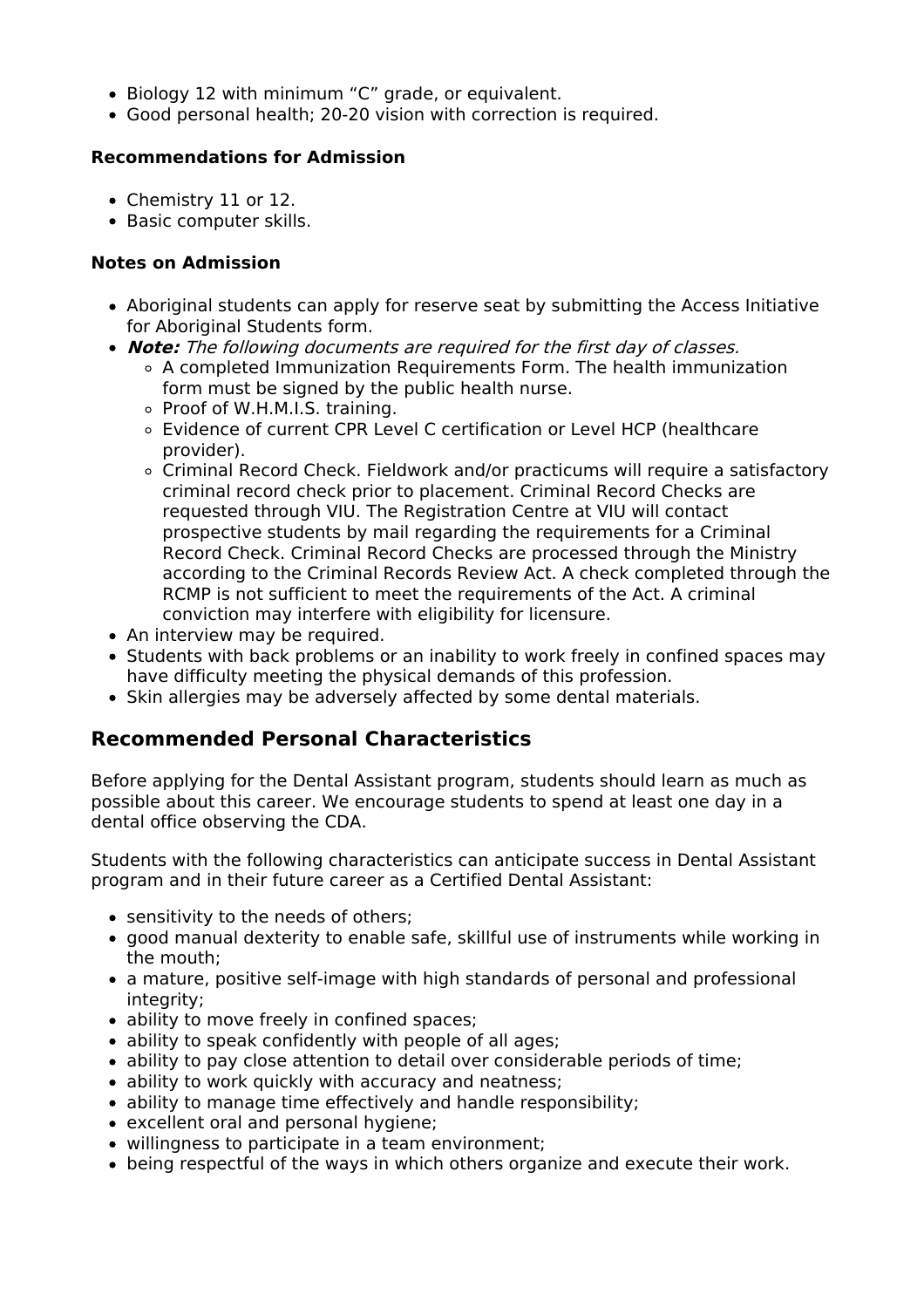- Biology 12 with minimum “C” grade, or equivalent.
- Good personal health; 20-20 vision with correction is required.

**Recommendations for Admission**

- Chemistry 11 or 12.
- Basic computer skills.

**Notes on Admission**

- Aboriginal students can apply for reserve seat by submitting the Access Initiative for Aboriginal Students form.
- ***Note:*** *The following documents are required for the first day of classes.*
    - A completed Immunization Requirements Form. The health immunization form must be signed by the public health nurse.
    - Proof of W.H.M.I.S. training.
    - Evidence of current CPR Level C certification or Level HCP (healthcare provider).
    - Criminal Record Check. Fieldwork and/or practicums will require a satisfactory criminal record check prior to placement. Criminal Record Checks are requested through VIU. The Registration Centre at VIU will contact prospective students by mail regarding the requirements for a Criminal Record Check. Criminal Record Checks are processed through the Ministry according to the Criminal Records Review Act. A check completed through the RCMP is not sufficient to meet the requirements of the Act. A criminal conviction may interfere with eligibility for licensure.
- An interview may be required.
- Students with back problems or an inability to work freely in confined spaces may have difficulty meeting the physical demands of this profession.
- Skin allergies may be adversely affected by some dental materials.

## Recommended Personal Characteristics

Before applying for the Dental Assistant program, students should learn as much as possible about this career. We encourage students to spend at least one day in a dental office observing the CDA.

Students with the following characteristics can anticipate success in Dental Assistant program and in their future career as a Certified Dental Assistant:

- sensitivity to the needs of others;
- good manual dexterity to enable safe, skillful use of instruments while working in the mouth;
- a mature, positive self-image with high standards of personal and professional integrity;
- ability to move freely in confined spaces;
- ability to speak confidently with people of all ages;
- ability to pay close attention to detail over considerable periods of time;
- ability to work quickly with accuracy and neatness;
- ability to manage time effectively and handle responsibility;
- excellent oral and personal hygiene;
- willingness to participate in a team environment;
- being respectful of the ways in which others organize and execute their work.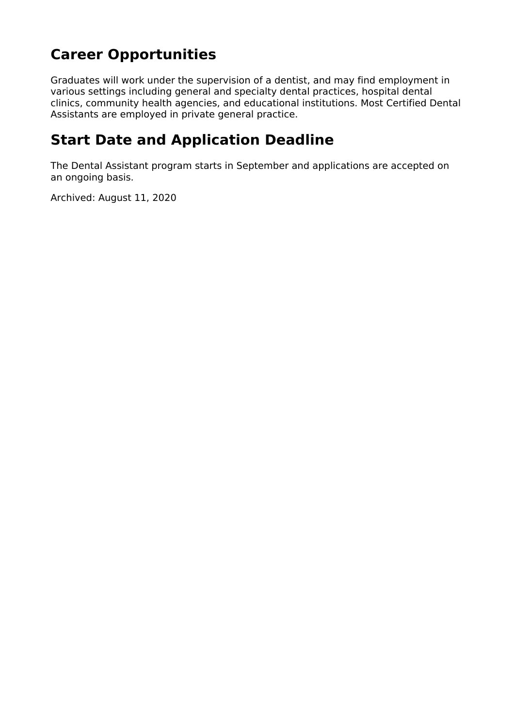## Career Opportunities

Graduates will work under the supervision of a dentist, and may find employment in various settings including general and specialty dental practices, hospital dental clinics, community health agencies, and educational institutions. Most Certified Dental Assistants are employed in private general practice.

## Start Date and Application Deadline

The Dental Assistant program starts in September and applications are accepted on an ongoing basis.

Archived: August 11, 2020